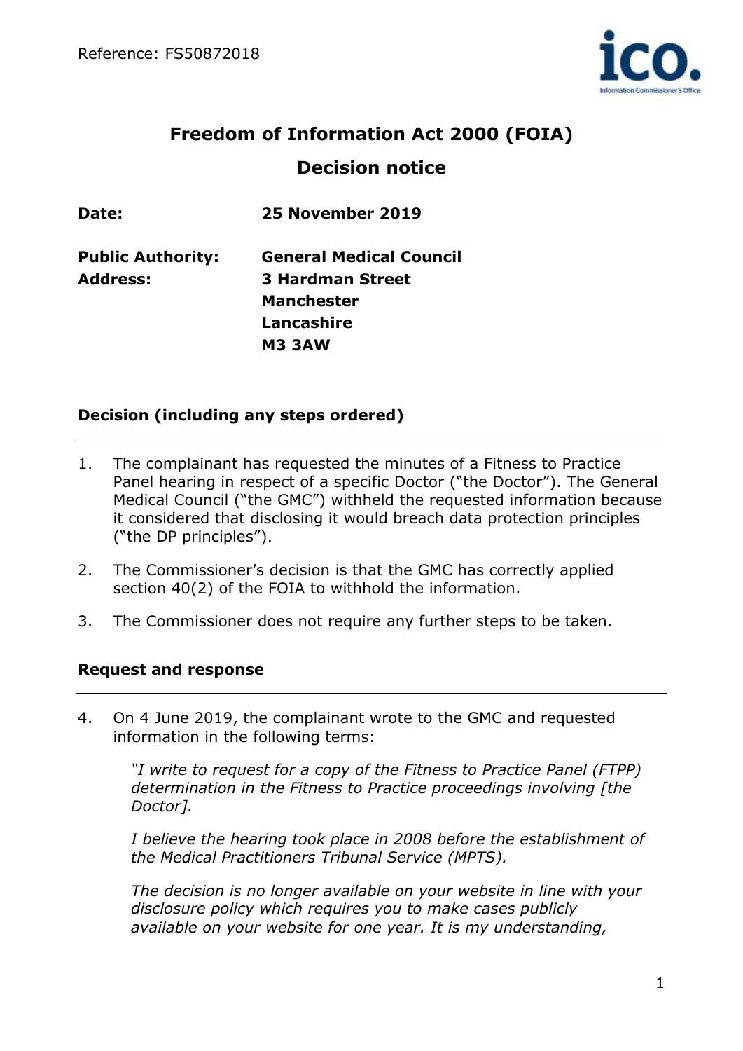# Freedom of Information Act 2000 (FOIA)

## Decision notice

**Date:** **25 November 2019**

**Public Authority:** **General Medical Council**
**Address:** **3 Hardman Street**
**Manchester**
**Lancashire**
**M3 3AW**

### Decision (including any steps ordered)

1. The complainant has requested the minutes of a Fitness to Practice Panel hearing in respect of a specific Doctor ("the Doctor"). The General Medical Council ("the GMC") withheld the requested information because it considered that disclosing it would breach data protection principles ("the DP principles").

2. The Commissioner's decision is that the GMC has correctly applied section 40(2) of the FOIA to withhold the information.

3. The Commissioner does not require any further steps to be taken.

### Request and response

4. On 4 June 2019, the complainant wrote to the GMC and requested information in the following terms:

> *"I write to request for a copy of the Fitness to Practice Panel (FTPP) determination in the Fitness to Practice proceedings involving [the Doctor].*
>
> *I believe the hearing took place in 2008 before the establishment of the Medical Practitioners Tribunal Service (MPTS).*
>
> *The decision is no longer available on your website in line with your disclosure policy which requires you to make cases publicly available on your website for one year. It is my understanding,*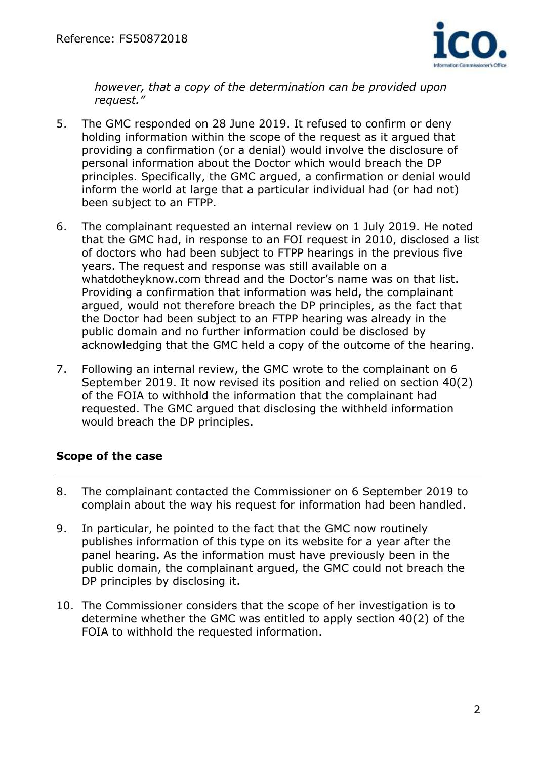*however, that a copy of the determination can be provided upon request."*

5. The GMC responded on 28 June 2019. It refused to confirm or deny holding information within the scope of the request as it argued that providing a confirmation (or a denial) would involve the disclosure of personal information about the Doctor which would breach the DP principles. Specifically, the GMC argued, a confirmation or denial would inform the world at large that a particular individual had (or had not) been subject to an FTPP.

6. The complainant requested an internal review on 1 July 2019. He noted that the GMC had, in response to an FOI request in 2010, disclosed a list of doctors who had been subject to FTPP hearings in the previous five years. The request and response was still available on a whatdotheyknow.com thread and the Doctor's name was on that list. Providing a confirmation that information was held, the complainant argued, would not therefore breach the DP principles, as the fact that the Doctor had been subject to an FTPP hearing was already in the public domain and no further information could be disclosed by acknowledging that the GMC held a copy of the outcome of the hearing.

7. Following an internal review, the GMC wrote to the complainant on 6 September 2019. It now revised its position and relied on section 40(2) of the FOIA to withhold the information that the complainant had requested. The GMC argued that disclosing the withheld information would breach the DP principles.

## Scope of the case

8. The complainant contacted the Commissioner on 6 September 2019 to complain about the way his request for information had been handled.

9. In particular, he pointed to the fact that the GMC now routinely publishes information of this type on its website for a year after the panel hearing. As the information must have previously been in the public domain, the complainant argued, the GMC could not breach the DP principles by disclosing it.

10. The Commissioner considers that the scope of her investigation is to determine whether the GMC was entitled to apply section 40(2) of the FOIA to withhold the requested information.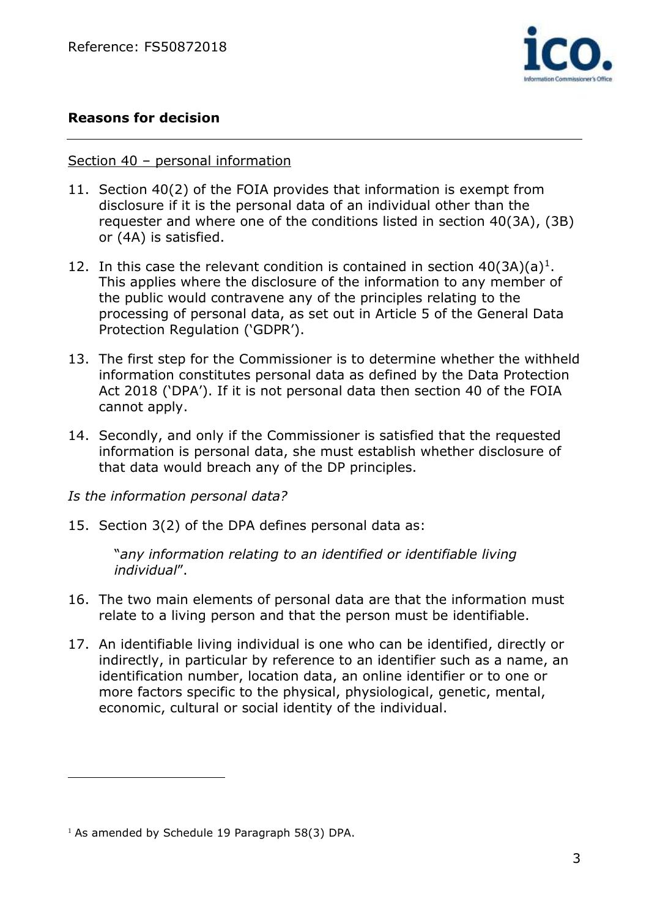## Reasons for decision

Section 40 – personal information

11. Section 40(2) of the FOIA provides that information is exempt from disclosure if it is the personal data of an individual other than the requester and where one of the conditions listed in section 40(3A), (3B) or (4A) is satisfied.

12. In this case the relevant condition is contained in section 40(3A)(a)[1]. This applies where the disclosure of the information to any member of the public would contravene any of the principles relating to the processing of personal data, as set out in Article 5 of the General Data Protection Regulation ('GDPR').

13. The first step for the Commissioner is to determine whether the withheld information constitutes personal data as defined by the Data Protection Act 2018 ('DPA'). If it is not personal data then section 40 of the FOIA cannot apply.

14. Secondly, and only if the Commissioner is satisfied that the requested information is personal data, she must establish whether disclosure of that data would breach any of the DP principles.

*Is the information personal data?*

15. Section 3(2) of the DPA defines personal data as:

    "*any information relating to an identified or identifiable living individual*".

16. The two main elements of personal data are that the information must relate to a living person and that the person must be identifiable.

17. An identifiable living individual is one who can be identified, directly or indirectly, in particular by reference to an identifier such as a name, an identification number, location data, an online identifier or to one or more factors specific to the physical, physiological, genetic, mental, economic, cultural or social identity of the individual.

---

[1] As amended by Schedule 19 Paragraph 58(3) DPA.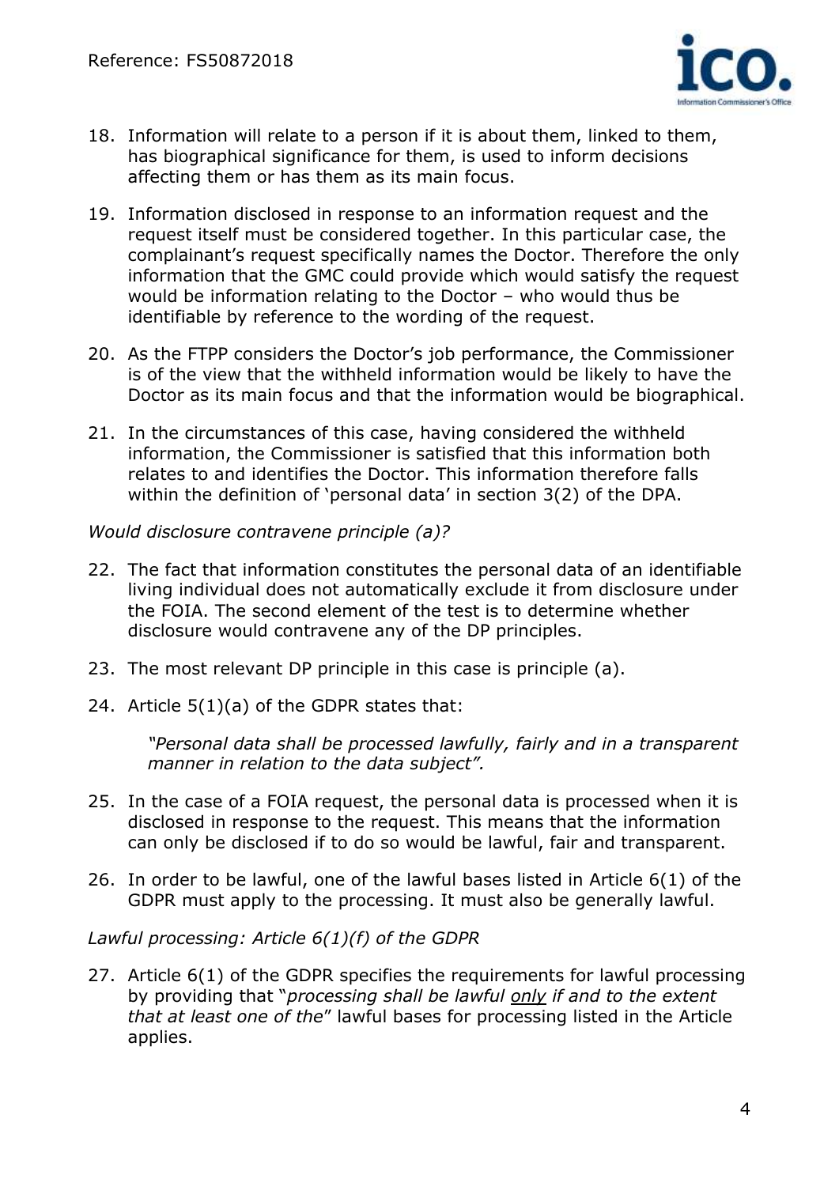18. Information will relate to a person if it is about them, linked to them, has biographical significance for them, is used to inform decisions affecting them or has them as its main focus.

19. Information disclosed in response to an information request and the request itself must be considered together. In this particular case, the complainant's request specifically names the Doctor. Therefore the only information that the GMC could provide which would satisfy the request would be information relating to the Doctor – who would thus be identifiable by reference to the wording of the request.

20. As the FTPP considers the Doctor's job performance, the Commissioner is of the view that the withheld information would be likely to have the Doctor as its main focus and that the information would be biographical.

21. In the circumstances of this case, having considered the withheld information, the Commissioner is satisfied that this information both relates to and identifies the Doctor. This information therefore falls within the definition of 'personal data' in section 3(2) of the DPA.

*Would disclosure contravene principle (a)?*

22. The fact that information constitutes the personal data of an identifiable living individual does not automatically exclude it from disclosure under the FOIA. The second element of the test is to determine whether disclosure would contravene any of the DP principles.

23. The most relevant DP principle in this case is principle (a).

24. Article 5(1)(a) of the GDPR states that:

    *"Personal data shall be processed lawfully, fairly and in a transparent manner in relation to the data subject".*

25. In the case of a FOIA request, the personal data is processed when it is disclosed in response to the request. This means that the information can only be disclosed if to do so would be lawful, fair and transparent.

26. In order to be lawful, one of the lawful bases listed in Article 6(1) of the GDPR must apply to the processing. It must also be generally lawful.

*Lawful processing: Article 6(1)(f) of the GDPR*

27. Article 6(1) of the GDPR specifies the requirements for lawful processing by providing that "*processing shall be lawful <u>only</u> if and to the extent that at least one of the*" lawful bases for processing listed in the Article applies.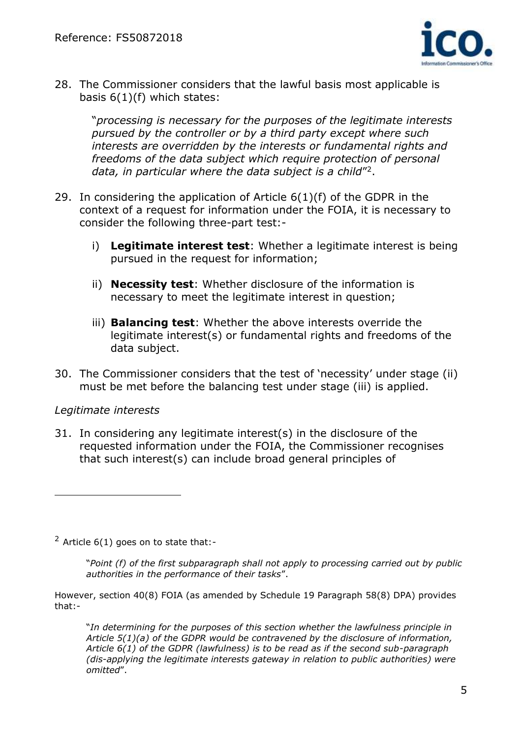28. The Commissioner considers that the lawful basis most applicable is basis 6(1)(f) which states:

    "*processing is necessary for the purposes of the legitimate interests pursued by the controller or by a third party except where such interests are overridden by the interests or fundamental rights and freedoms of the data subject which require protection of personal data, in particular where the data subject is a child*"[2].

29. In considering the application of Article 6(1)(f) of the GDPR in the context of a request for information under the FOIA, it is necessary to consider the following three-part test:-

    i) **Legitimate interest test**: Whether a legitimate interest is being pursued in the request for information;

    ii) **Necessity test**: Whether disclosure of the information is necessary to meet the legitimate interest in question;

    iii) **Balancing test**: Whether the above interests override the legitimate interest(s) or fundamental rights and freedoms of the data subject.

30. The Commissioner considers that the test of 'necessity' under stage (ii) must be met before the balancing test under stage (iii) is applied.

*Legitimate interests*

31. In considering any legitimate interest(s) in the disclosure of the requested information under the FOIA, the Commissioner recognises that such interest(s) can include broad general principles of

---

[2] Article 6(1) goes on to state that:-

> "*Point (f) of the first subparagraph shall not apply to processing carried out by public authorities in the performance of their tasks*".

However, section 40(8) FOIA (as amended by Schedule 19 Paragraph 58(8) DPA) provides that:-

> "*In determining for the purposes of this section whether the lawfulness principle in Article 5(1)(a) of the GDPR would be contravened by the disclosure of information, Article 6(1) of the GDPR (lawfulness) is to be read as if the second sub-paragraph (dis-applying the legitimate interests gateway in relation to public authorities) were omitted*".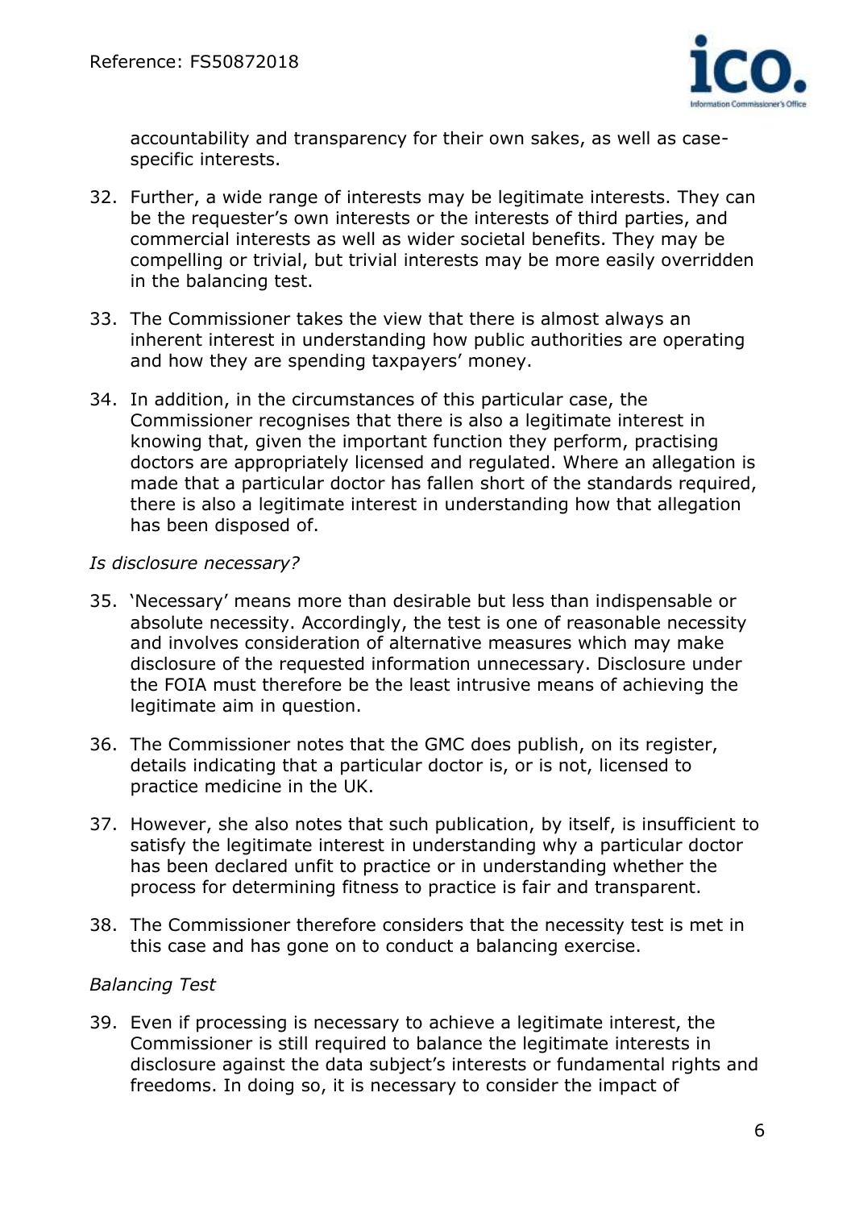accountability and transparency for their own sakes, as well as case-specific interests.

32. Further, a wide range of interests may be legitimate interests. They can be the requester's own interests or the interests of third parties, and commercial interests as well as wider societal benefits. They may be compelling or trivial, but trivial interests may be more easily overridden in the balancing test.

33. The Commissioner takes the view that there is almost always an inherent interest in understanding how public authorities are operating and how they are spending taxpayers' money.

34. In addition, in the circumstances of this particular case, the Commissioner recognises that there is also a legitimate interest in knowing that, given the important function they perform, practising doctors are appropriately licensed and regulated. Where an allegation is made that a particular doctor has fallen short of the standards required, there is also a legitimate interest in understanding how that allegation has been disposed of.

*Is disclosure necessary?*

35. 'Necessary' means more than desirable but less than indispensable or absolute necessity. Accordingly, the test is one of reasonable necessity and involves consideration of alternative measures which may make disclosure of the requested information unnecessary. Disclosure under the FOIA must therefore be the least intrusive means of achieving the legitimate aim in question.

36. The Commissioner notes that the GMC does publish, on its register, details indicating that a particular doctor is, or is not, licensed to practice medicine in the UK.

37. However, she also notes that such publication, by itself, is insufficient to satisfy the legitimate interest in understanding why a particular doctor has been declared unfit to practice or in understanding whether the process for determining fitness to practice is fair and transparent.

38. The Commissioner therefore considers that the necessity test is met in this case and has gone on to conduct a balancing exercise.

*Balancing Test*

39. Even if processing is necessary to achieve a legitimate interest, the Commissioner is still required to balance the legitimate interests in disclosure against the data subject's interests or fundamental rights and freedoms. In doing so, it is necessary to consider the impact of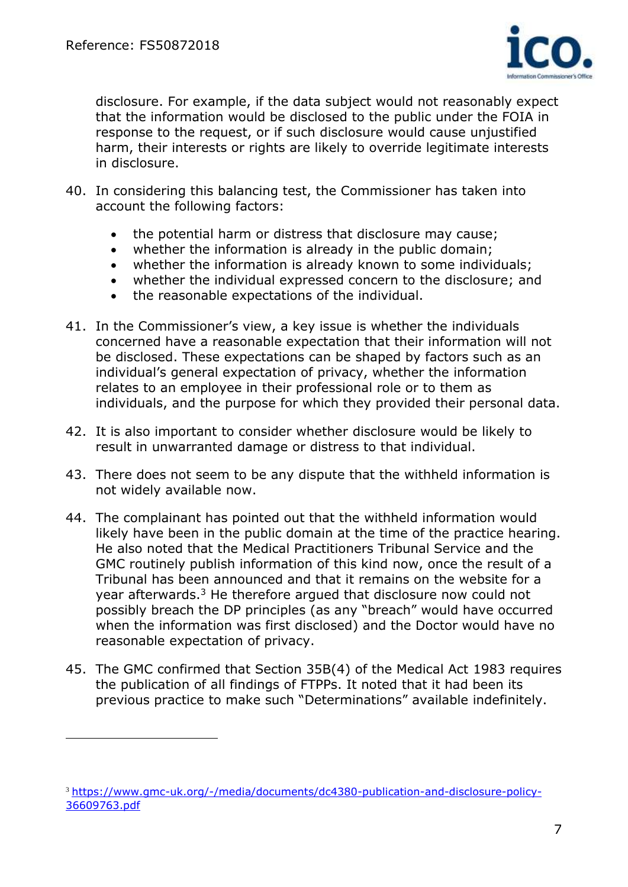disclosure. For example, if the data subject would not reasonably expect that the information would be disclosed to the public under the FOIA in response to the request, or if such disclosure would cause unjustified harm, their interests or rights are likely to override legitimate interests in disclosure.

40. In considering this balancing test, the Commissioner has taken into account the following factors:

    - the potential harm or distress that disclosure may cause;
    - whether the information is already in the public domain;
    - whether the information is already known to some individuals;
    - whether the individual expressed concern to the disclosure; and
    - the reasonable expectations of the individual.

41. In the Commissioner's view, a key issue is whether the individuals concerned have a reasonable expectation that their information will not be disclosed. These expectations can be shaped by factors such as an individual's general expectation of privacy, whether the information relates to an employee in their professional role or to them as individuals, and the purpose for which they provided their personal data.

42. It is also important to consider whether disclosure would be likely to result in unwarranted damage or distress to that individual.

43. There does not seem to be any dispute that the withheld information is not widely available now.

44. The complainant has pointed out that the withheld information would likely have been in the public domain at the time of the practice hearing. He also noted that the Medical Practitioners Tribunal Service and the GMC routinely publish information of this kind now, once the result of a Tribunal has been announced and that it remains on the website for a year afterwards.[3] He therefore argued that disclosure now could not possibly breach the DP principles (as any "breach" would have occurred when the information was first disclosed) and the Doctor would have no reasonable expectation of privacy.

45. The GMC confirmed that Section 35B(4) of the Medical Act 1983 requires the publication of all findings of FTPPs. It noted that it had been its previous practice to make such "Determinations" available indefinitely.

---

[3] https://www.gmc-uk.org/-/media/documents/dc4380-publication-and-disclosure-policy-36609763.pdf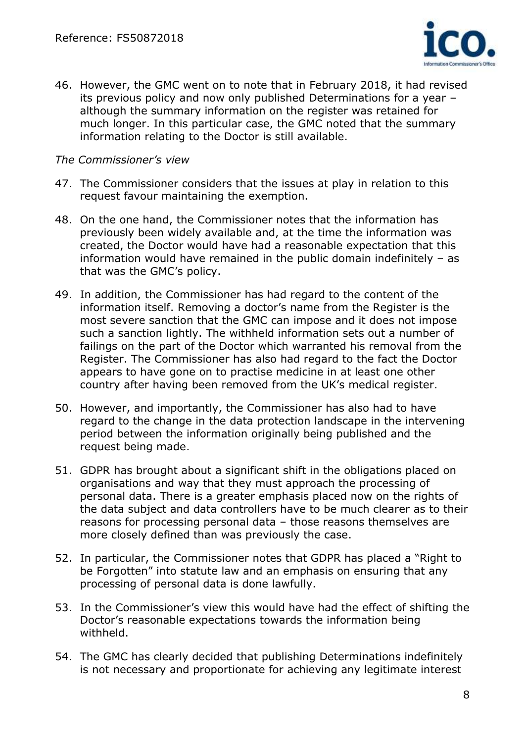46. However, the GMC went on to note that in February 2018, it had revised its previous policy and now only published Determinations for a year – although the summary information on the register was retained for much longer. In this particular case, the GMC noted that the summary information relating to the Doctor is still available.

*The Commissioner's view*

47. The Commissioner considers that the issues at play in relation to this request favour maintaining the exemption.

48. On the one hand, the Commissioner notes that the information has previously been widely available and, at the time the information was created, the Doctor would have had a reasonable expectation that this information would have remained in the public domain indefinitely – as that was the GMC's policy.

49. In addition, the Commissioner has had regard to the content of the information itself. Removing a doctor's name from the Register is the most severe sanction that the GMC can impose and it does not impose such a sanction lightly. The withheld information sets out a number of failings on the part of the Doctor which warranted his removal from the Register. The Commissioner has also had regard to the fact the Doctor appears to have gone on to practise medicine in at least one other country after having been removed from the UK's medical register.

50. However, and importantly, the Commissioner has also had to have regard to the change in the data protection landscape in the intervening period between the information originally being published and the request being made.

51. GDPR has brought about a significant shift in the obligations placed on organisations and way that they must approach the processing of personal data. There is a greater emphasis placed now on the rights of the data subject and data controllers have to be much clearer as to their reasons for processing personal data – those reasons themselves are more closely defined than was previously the case.

52. In particular, the Commissioner notes that GDPR has placed a "Right to be Forgotten" into statute law and an emphasis on ensuring that any processing of personal data is done lawfully.

53. In the Commissioner's view this would have had the effect of shifting the Doctor's reasonable expectations towards the information being withheld.

54. The GMC has clearly decided that publishing Determinations indefinitely is not necessary and proportionate for achieving any legitimate interest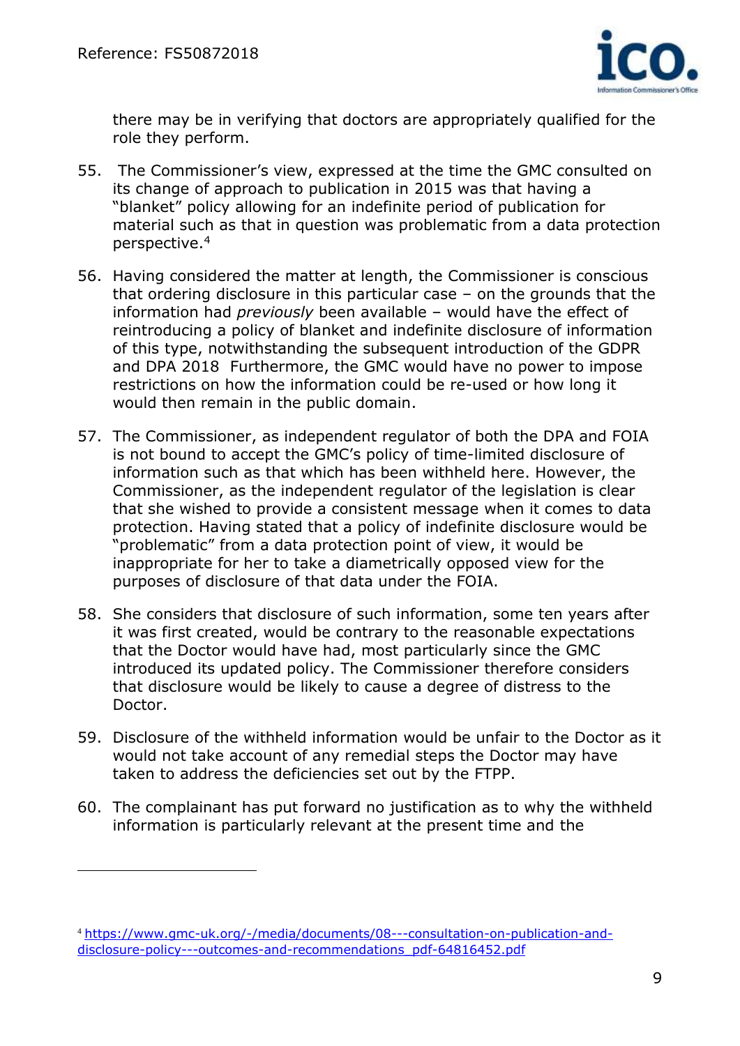there may be in verifying that doctors are appropriately qualified for the role they perform.

55. The Commissioner's view, expressed at the time the GMC consulted on its change of approach to publication in 2015 was that having a "blanket" policy allowing for an indefinite period of publication for material such as that in question was problematic from a data protection perspective.[4]

56. Having considered the matter at length, the Commissioner is conscious that ordering disclosure in this particular case – on the grounds that the information had *previously* been available – would have the effect of reintroducing a policy of blanket and indefinite disclosure of information of this type, notwithstanding the subsequent introduction of the GDPR and DPA 2018 Furthermore, the GMC would have no power to impose restrictions on how the information could be re-used or how long it would then remain in the public domain.

57. The Commissioner, as independent regulator of both the DPA and FOIA is not bound to accept the GMC's policy of time-limited disclosure of information such as that which has been withheld here. However, the Commissioner, as the independent regulator of the legislation is clear that she wished to provide a consistent message when it comes to data protection. Having stated that a policy of indefinite disclosure would be "problematic" from a data protection point of view, it would be inappropriate for her to take a diametrically opposed view for the purposes of disclosure of that data under the FOIA.

58. She considers that disclosure of such information, some ten years after it was first created, would be contrary to the reasonable expectations that the Doctor would have had, most particularly since the GMC introduced its updated policy. The Commissioner therefore considers that disclosure would be likely to cause a degree of distress to the Doctor.

59. Disclosure of the withheld information would be unfair to the Doctor as it would not take account of any remedial steps the Doctor may have taken to address the deficiencies set out by the FTPP.

60. The complainant has put forward no justification as to why the withheld information is particularly relevant at the present time and the

---

[4] https://www.gmc-uk.org/-/media/documents/08---consultation-on-publication-and-disclosure-policy---outcomes-and-recommendations_pdf-64816452.pdf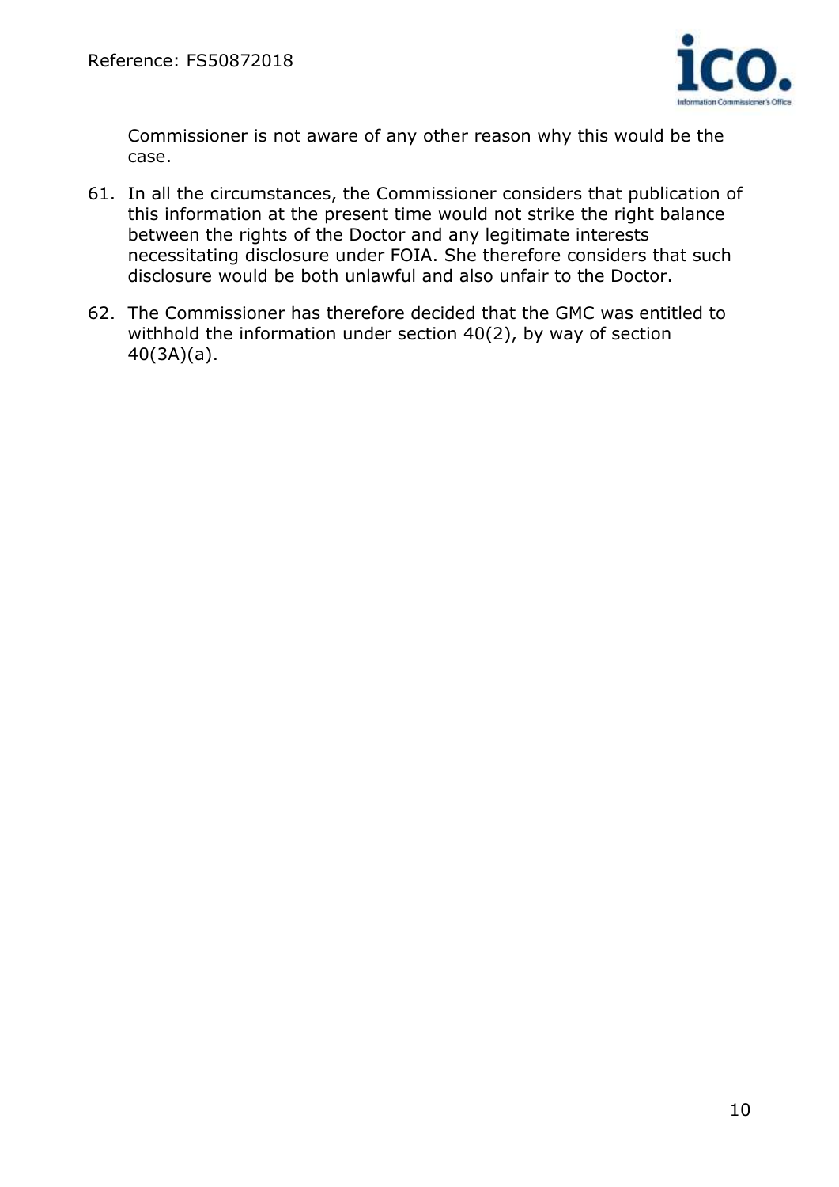Commissioner is not aware of any other reason why this would be the case.

61. In all the circumstances, the Commissioner considers that publication of this information at the present time would not strike the right balance between the rights of the Doctor and any legitimate interests necessitating disclosure under FOIA. She therefore considers that such disclosure would be both unlawful and also unfair to the Doctor.

62. The Commissioner has therefore decided that the GMC was entitled to withhold the information under section 40(2), by way of section 40(3A)(a).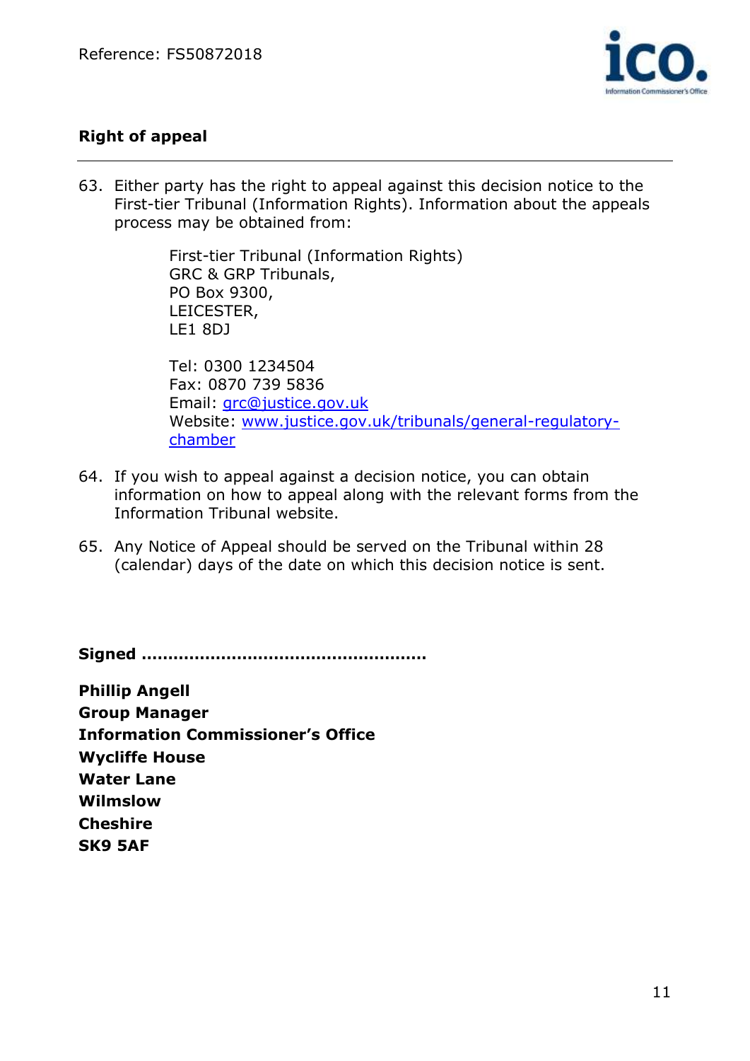## Right of appeal

63. Either party has the right to appeal against this decision notice to the First-tier Tribunal (Information Rights). Information about the appeals process may be obtained from:

    First-tier Tribunal (Information Rights)
    GRC & GRP Tribunals,
    PO Box 9300,
    LEICESTER,
    LE1 8DJ

    Tel: 0300 1234504
    Fax: 0870 739 5836
    Email: grc@justice.gov.uk
    Website: www.justice.gov.uk/tribunals/general-regulatory-chamber

64. If you wish to appeal against a decision notice, you can obtain information on how to appeal along with the relevant forms from the Information Tribunal website.

65. Any Notice of Appeal should be served on the Tribunal within 28 (calendar) days of the date on which this decision notice is sent.

**Signed ………………………………………………**

**Phillip Angell**
**Group Manager**
**Information Commissioner's Office**
**Wycliffe House**
**Water Lane**
**Wilmslow**
**Cheshire**
**SK9 5AF**